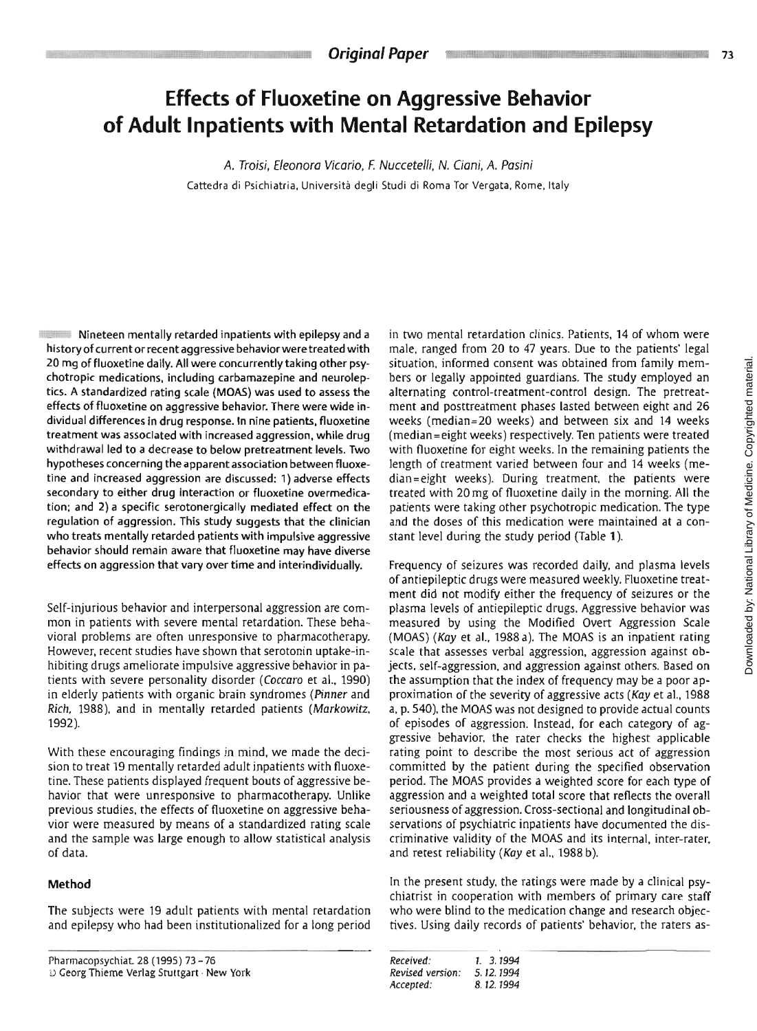Original Paper

# Effects of Fluoxetine on Aggressive Behavior of Adult Inpatients with Mental Retardation and Epilepsy

*A. Troisi, Eleonora Vicario, F. Nuccetelli, N. Ciani, A. Pasini*

Cattedra di Psichiatria, Università degli Studi di Roma Tor Vergata, Rome, Italy

**Nineteen mentally retarded inpatients with epilepsy and a history of current or recent aggressive behavior were treated with 20 mg of fluoxetine daily. All were concurrently taking other psychotropic medications, including carbamazepine and neuroleptics. A standardized rating scale (MOAS) was used to assess the effects of fluoxetine on aggressive behavior. There were wide individual differences in drug response. In nine patients, fluoxetine treatment was associated with increased aggression, while drug withdrawal led to a decrease to below pretreatment levels. Two hypotheses concerning the apparent association between fluoxetine and increased aggression are discussed: 1) adverse effects secondary to either drug interaction or fluoxetine overmedication; and 2) a specific serotonergically mediated effect on the regulation of aggression. This study suggests that the clinician who treats mentally retarded patients with impulsive aggressive behavior should remain aware that fluoxetine may have diverse effects on aggression that vary over time and interindividually.**

Self-injurious behavior and interpersonal aggression are common in patients with severe mental retardation. These behavioral problems are often unresponsive to pharmacotherapy. However, recent studies have shown that serotonin uptake-inhibiting drugs ameliorate impulsive aggressive behavior in patients with severe personality disorder (*Coccaro* et al., 1990) in elderly patients with organic brain syndromes (*Pinner* and *Rich*, 1988), and in mentally retarded patients (*Markowitz*, 1992).

With these encouraging findings in mind, we made the decision to treat 19 mentally retarded adult inpatients with fluoxetine. These patients displayed frequent bouts of aggressive behavior that were unresponsive to pharmacotherapy. Unlike previous studies, the effects of fluoxetine on aggressive behavior were measured by means of a standardized rating scale and the sample was large enough to allow statistical analysis of data.

## Method

The subjects were 19 adult patients with mental retardation and epilepsy who had been institutionalized for a long period in two mental retardation clinics. Patients, 14 of whom were male, ranged from 20 to 47 years. Due to the patients' legal situation, informed consent was obtained from family members or legally appointed guardians. The study employed an alternating control-treatment-control design. The pretreatment and posttreatment phases lasted between eight and 26 weeks (median=20 weeks) and between six and 14 weeks (median=eight weeks) respectively. Ten patients were treated with fluoxetine for eight weeks. In the remaining patients the length of treatment varied between four and 14 weeks (median=eight weeks). During treatment, the patients were treated with 20 mg of fluoxetine daily in the morning. All the patients were taking other psychotropic medication. The type and the doses of this medication were maintained at a constant level during the study period (Table 1).

Frequency of seizures was recorded daily, and plasma levels of antiepileptic drugs were measured weekly. Fluoxetine treatment did not modify either the frequency of seizures or the plasma levels of antiepileptic drugs. Aggressive behavior was measured by using the Modified Overt Aggression Scale (MOAS) (*Kay* et al., 1988 a). The MOAS is an inpatient rating scale that assesses verbal aggression, aggression against objects, self-aggression, and aggression against others. Based on the assumption that the index of frequency may be a poor approximation of the severity of aggressive acts (*Kay* et al., 1988 a, p. 540), the MOAS was not designed to provide actual counts of episodes of aggression. Instead, for each category of aggressive behavior, the rater checks the highest applicable rating point to describe the most serious act of aggression committed by the patient during the specified observation period. The MOAS provides a weighted score for each type of aggression and a weighted total score that reflects the overall seriousness of aggression. Cross-sectional and longitudinal observations of psychiatric inpatients have documented the discriminative validity of the MOAS and its internal, inter-rater, and retest reliability (*Kay* et al., 1988 b).

In the present study, the ratings were made by a clinical psychiatrist in cooperation with members of primary care staff who were blind to the medication change and research objectives. Using daily records of patients' behavior, the raters as-

Pharmacopsychiat. 28 (1995) 73–76
© Georg Thieme Verlag Stuttgart · New York

*Received:* 1. 3. 1994
*Revised version:* 5. 12. 1994
*Accepted:* 8. 12. 1994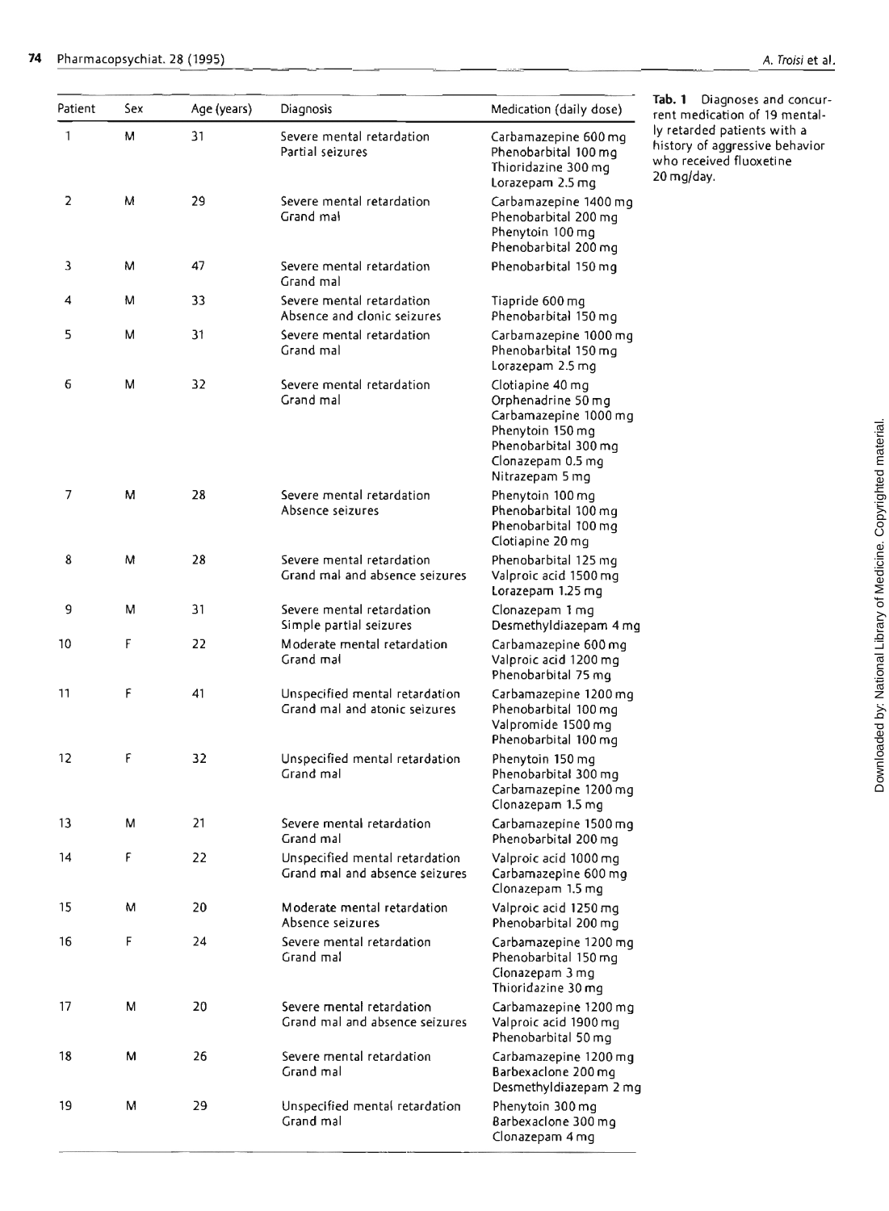**Tab. 1** Diagnoses and concurrent medication of 19 mentally retarded patients with a history of aggressive behavior who received fluoxetine 20 mg/day.

| Patient | Sex | Age (years) | Diagnosis | Medication (daily dose) |
|---|---|---|---|---|
| 1 | M | 31 | Severe mental retardation<br>Partial seizures | Carbamazepine 600 mg<br>Phenobarbital 100 mg<br>Thioridazine 300 mg<br>Lorazepam 2.5 mg |
| 2 | M | 29 | Severe mental retardation<br>Grand mal | Carbamazepine 1400 mg<br>Phenobarbital 200 mg<br>Phenytoin 100 mg<br>Phenobarbital 200 mg |
| 3 | M | 47 | Severe mental retardation<br>Grand mal | Phenobarbital 150 mg |
| 4 | M | 33 | Severe mental retardation<br>Absence and clonic seizures | Tiapride 600 mg<br>Phenobarbital 150 mg |
| 5 | M | 31 | Severe mental retardation<br>Grand mal | Carbamazepine 1000 mg<br>Phenobarbital 150 mg<br>Lorazepam 2.5 mg |
| 6 | M | 32 | Severe mental retardation<br>Grand mal | Clotiapine 40 mg<br>Orphenadrine 50 mg<br>Carbamazepine 1000 mg<br>Phenytoin 150 mg<br>Phenobarbital 300 mg<br>Clonazepam 0.5 mg<br>Nitrazepam 5 mg |
| 7 | M | 28 | Severe mental retardation<br>Absence seizures | Phenytoin 100 mg<br>Phenobarbital 100 mg<br>Phenobarbital 100 mg<br>Clotiapine 20 mg |
| 8 | M | 28 | Severe mental retardation<br>Grand mal and absence seizures | Phenobarbital 125 mg<br>Valproic acid 1500 mg<br>Lorazepam 1.25 mg |
| 9 | M | 31 | Severe mental retardation<br>Simple partial seizures | Clonazepam 1 mg<br>Desmethyldiazepam 4 mg |
| 10 | F | 22 | Moderate mental retardation<br>Grand mal | Carbamazepine 600 mg<br>Valproic acid 1200 mg<br>Phenobarbital 75 mg |
| 11 | F | 41 | Unspecified mental retardation<br>Grand mal and atonic seizures | Carbamazepine 1200 mg<br>Phenobarbital 100 mg<br>Valpromide 1500 mg<br>Phenobarbital 100 mg |
| 12 | F | 32 | Unspecified mental retardation<br>Grand mal | Phenytoin 150 mg<br>Phenobarbital 300 mg<br>Carbamazepine 1200 mg<br>Clonazepam 1.5 mg |
| 13 | M | 21 | Severe mental retardation<br>Grand mal | Carbamazepine 1500 mg<br>Phenobarbital 200 mg |
| 14 | F | 22 | Unspecified mental retardation<br>Grand mal and absence seizures | Valproic acid 1000 mg<br>Carbamazepine 600 mg<br>Clonazepam 1.5 mg |
| 15 | M | 20 | Moderate mental retardation<br>Absence seizures | Valproic acid 1250 mg<br>Phenobarbital 200 mg |
| 16 | F | 24 | Severe mental retardation<br>Grand mal | Carbamazepine 1200 mg<br>Phenobarbital 150 mg<br>Clonazepam 3 mg<br>Thioridazine 30 mg |
| 17 | M | 20 | Severe mental retardation<br>Grand mal and absence seizures | Carbamazepine 1200 mg<br>Valproic acid 1900 mg<br>Phenobarbital 50 mg |
| 18 | M | 26 | Severe mental retardation<br>Grand mal | Carbamazepine 1200 mg<br>Barbexaclone 200 mg<br>Desmethyldiazepam 2 mg |
| 19 | M | 29 | Unspecified mental retardation<br>Grand mal | Phenytoin 300 mg<br>Barbexaclone 300 mg<br>Clonazepam 4 mg |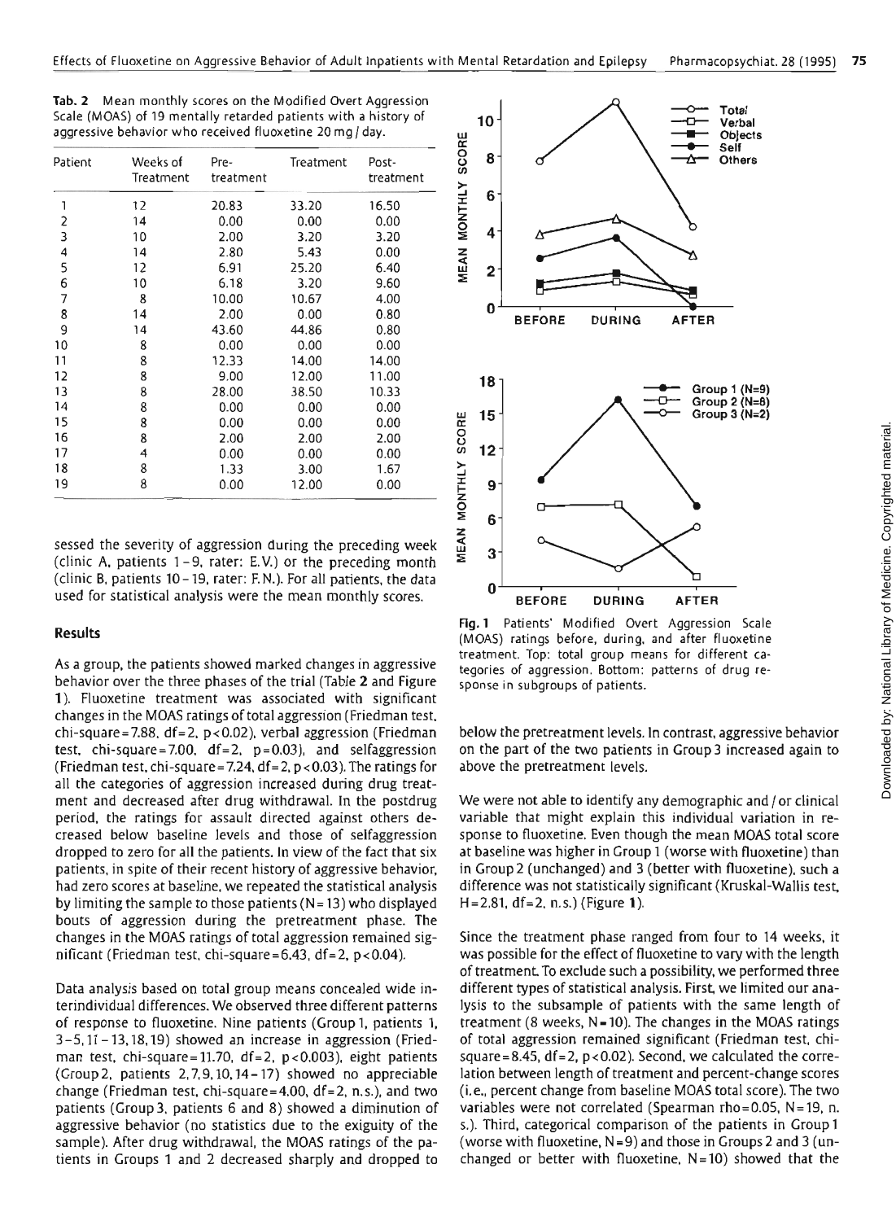**Tab. 2** Mean monthly scores on the Modified Overt Aggression Scale (MOAS) of 19 mentally retarded patients with a history of aggressive behavior who received fluoxetine 20 mg / day.

| Patient | Weeks of Treatment | Pre-treatment | Treatment | Post-treatment |
|---|---|---|---|---|
| 1 | 12 | 20.83 | 33.20 | 16.50 |
| 2 | 14 | 0.00 | 0.00 | 0.00 |
| 3 | 10 | 2.00 | 3.20 | 3.20 |
| 4 | 14 | 2.80 | 5.43 | 0.00 |
| 5 | 12 | 6.91 | 25.20 | 6.40 |
| 6 | 10 | 6.18 | 3.20 | 9.60 |
| 7 | 8 | 10.00 | 10.67 | 4.00 |
| 8 | 14 | 2.00 | 0.00 | 0.80 |
| 9 | 14 | 43.60 | 44.86 | 0.80 |
| 10 | 8 | 0.00 | 0.00 | 0.00 |
| 11 | 8 | 12.33 | 14.00 | 14.00 |
| 12 | 8 | 9.00 | 12.00 | 11.00 |
| 13 | 8 | 28.00 | 38.50 | 10.33 |
| 14 | 8 | 0.00 | 0.00 | 0.00 |
| 15 | 8 | 0.00 | 0.00 | 0.00 |
| 16 | 8 | 2.00 | 2.00 | 2.00 |
| 17 | 4 | 0.00 | 0.00 | 0.00 |
| 18 | 8 | 1.33 | 3.00 | 1.67 |
| 19 | 8 | 0.00 | 12.00 | 0.00 |

sessed the severity of aggression during the preceding week (clinic A, patients 1–9, rater: E.V.) or the preceding month (clinic B, patients 10–19, rater: F.N.). For all patients, the data used for statistical analysis were the mean monthly scores.

## Results

As a group, the patients showed marked changes in aggressive behavior over the three phases of the trial (Table **2** and Figure **1**). Fluoxetine treatment was associated with significant changes in the MOAS ratings of total aggression (Friedman test, chi-square = 7.88, df = 2, $p < 0.02$), verbal aggression (Friedman test, chi-square = 7.00, df = 2, $p = 0.03$), and selfaggression (Friedman test, chi-square = 7.24, df = 2, $p < 0.03$). The ratings for all the categories of aggression increased during drug treatment and decreased after drug withdrawal. In the postdrug period, the ratings for assault directed against others decreased below baseline levels and those of selfaggression dropped to zero for all the patients. In view of the fact that six patients, in spite of their recent history of aggressive behavior, had zero scores at baseline, we repeated the statistical analysis by limiting the sample to those patients (N = 13) who displayed bouts of aggression during the pretreatment phase. The changes in the MOAS ratings of total aggression remained significant (Friedman test, chi-square = 6.43, df = 2, $p < 0.04$).

Data analysis based on total group means concealed wide interindividual differences. We observed three different patterns of response to fluoxetine. Nine patients (Group 1, patients 1, 3–5, 11–13, 18, 19) showed an increase in aggression (Friedman test, chi-square = 11.70, df = 2, $p < 0.003$), eight patients (Group 2, patients 2, 7, 9, 10, 14–17) showed no appreciable change (Friedman test, chi-square = 4.00, df = 2, n.s.), and two patients (Group 3, patients 6 and 8) showed a diminution of aggressive behavior (no statistics due to the exiguity of the sample). After drug withdrawal, the MOAS ratings of the patients in Groups 1 and 2 decreased sharply and dropped to below the pretreatment levels. In contrast, aggressive behavior on the part of the two patients in Group 3 increased again to above the pretreatment levels.

**Fig. 1** Patients' Modified Overt Aggression Scale (MOAS) ratings before, during, and after fluoxetine treatment. Top: total group means for different categories of aggression. Bottom: patterns of drug response in subgroups of patients.

We were not able to identify any demographic and / or clinical variable that might explain this individual variation in response to fluoxetine. Even though the mean MOAS total score at baseline was higher in Group 1 (worse with fluoxetine) than in Group 2 (unchanged) and 3 (better with fluoxetine), such a difference was not statistically significant (Kruskal-Wallis test, H = 2.81, df = 2, n.s.) (Figure **1**).

Since the treatment phase ranged from four to 14 weeks, it was possible for the effect of fluoxetine to vary with the length of treatment. To exclude such a possibility, we performed three different types of statistical analysis. First, we limited our analysis to the subsample of patients with the same length of treatment (8 weeks, N = 10). The changes in the MOAS ratings of total aggression remained significant (Friedman test, chi-square = 8.45, df = 2, $p < 0.02$). Second, we calculated the correlation between length of treatment and percent-change scores (i.e., percent change from baseline MOAS total score). The two variables were not correlated (Spearman rho = 0.05, N = 19, n.s.). Third, categorical comparison of the patients in Group 1 (worse with fluoxetine, N = 9) and those in Groups 2 and 3 (unchanged or better with fluoxetine, N = 10) showed that the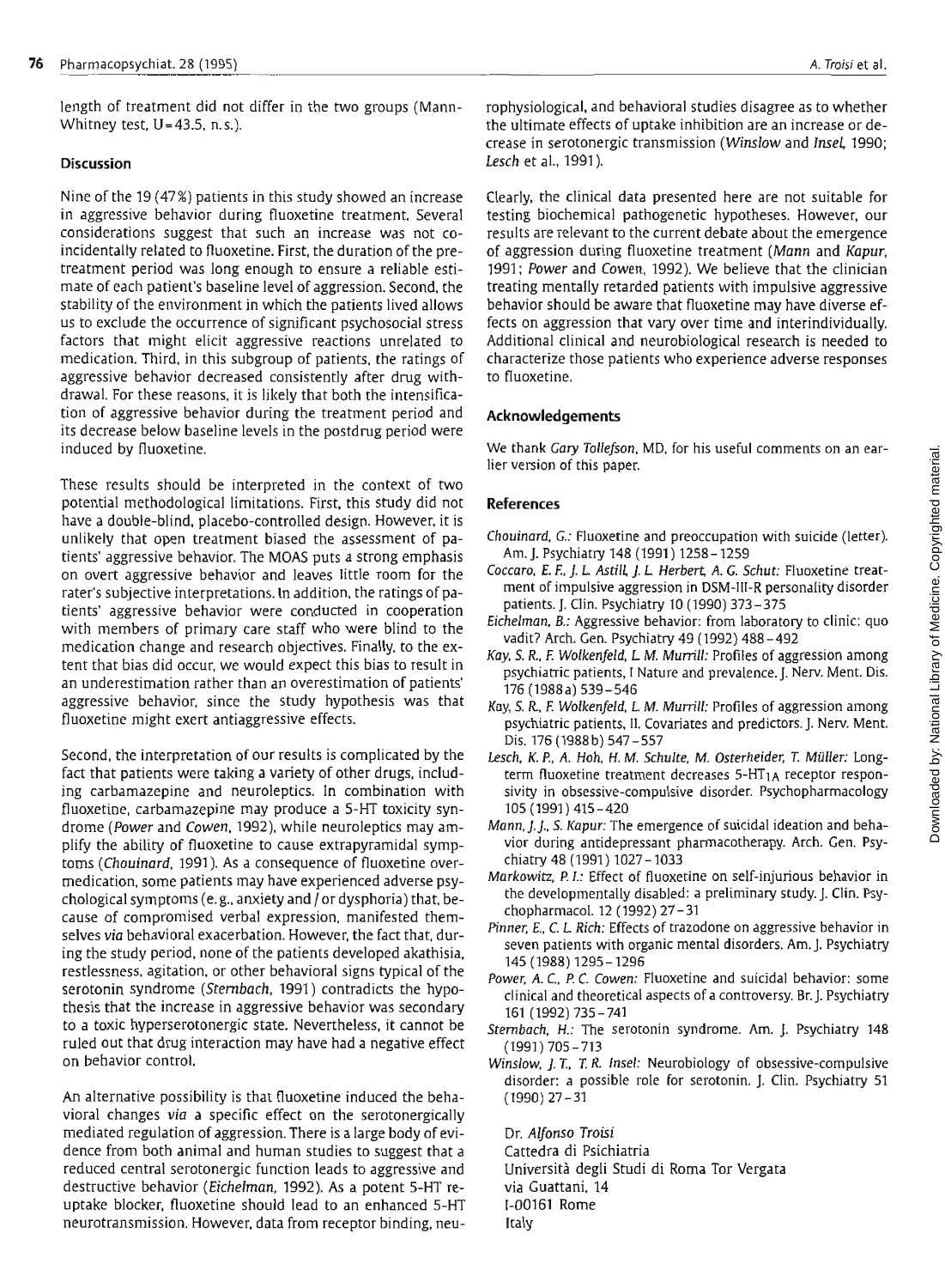length of treatment did not differ in the two groups (Mann-Whitney test, U = 43.5, n.s.).

## Discussion

Nine of the 19 (47%) patients in this study showed an increase in aggressive behavior during fluoxetine treatment. Several considerations suggest that such an increase was not coincidentally related to fluoxetine. First, the duration of the pretreatment period was long enough to ensure a reliable estimate of each patient's baseline level of aggression. Second, the stability of the environment in which the patients lived allows us to exclude the occurrence of significant psychosocial stress factors that might elicit aggressive reactions unrelated to medication. Third, in this subgroup of patients, the ratings of aggressive behavior decreased consistently after drug withdrawal. For these reasons, it is likely that both the intensification of aggressive behavior during the treatment period and its decrease below baseline levels in the postdrug period were induced by fluoxetine.

These results should be interpreted in the context of two potential methodological limitations. First, this study did not have a double-blind, placebo-controlled design. However, it is unlikely that open treatment biased the assessment of patients' aggressive behavior. The MOAS puts a strong emphasis on overt aggressive behavior and leaves little room for the rater's subjective interpretations. In addition, the ratings of patients' aggressive behavior were conducted in cooperation with members of primary care staff who were blind to the medication change and research objectives. Finally, to the extent that bias did occur, we would expect this bias to result in an underestimation rather than an overestimation of patients' aggressive behavior, since the study hypothesis was that fluoxetine might exert antiaggressive effects.

Second, the interpretation of our results is complicated by the fact that patients were taking a variety of other drugs, including carbamazepine and neuroleptics. In combination with fluoxetine, carbamazepine may produce a 5-HT toxicity syndrome (*Power* and *Cowen*, 1992), while neuroleptics may amplify the ability of fluoxetine to cause extrapyramidal symptoms (*Chouinard*, 1991). As a consequence of fluoxetine overmedication, some patients may have experienced adverse psychological symptoms (e.g., anxiety and / or dysphoria) that, because of compromised verbal expression, manifested themselves *via* behavioral exacerbation. However, the fact that, during the study period, none of the patients developed akathisia, restlessness, agitation, or other behavioral signs typical of the serotonin syndrome (*Sternbach*, 1991) contradicts the hypothesis that the increase in aggressive behavior was secondary to a toxic hyperserotonergic state. Nevertheless, it cannot be ruled out that drug interaction may have had a negative effect on behavior control.

An alternative possibility is that fluoxetine induced the behavioral changes *via* a specific effect on the serotonergically mediated regulation of aggression. There is a large body of evidence from both animal and human studies to suggest that a reduced central serotonergic function leads to aggressive and destructive behavior (*Eichelman*, 1992). As a potent 5-HT reuptake blocker, fluoxetine should lead to an enhanced 5-HT neurotransmission. However, data from receptor binding, neurophysiological, and behavioral studies disagree as to whether the ultimate effects of uptake inhibition are an increase or decrease in serotonergic transmission (*Winslow* and *Insel*, 1990; *Lesch* et al., 1991).

Clearly, the clinical data presented here are not suitable for testing biochemical pathogenetic hypotheses. However, our results are relevant to the current debate about the emergence of aggression during fluoxetine treatment (*Mann* and *Kapur*, 1991; *Power* and *Cowen*, 1992). We believe that the clinician treating mentally retarded patients with impulsive aggressive behavior should be aware that fluoxetine may have diverse effects on aggression that vary over time and interindividually. Additional clinical and neurobiological research is needed to characterize those patients who experience adverse responses to fluoxetine.

## Acknowledgements

We thank *Gary Tollefson*, MD, for his useful comments on an earlier version of this paper.

## References

*Chouinard, G.*: Fluoxetine and preoccupation with suicide (letter). Am. J. Psychiatry 148 (1991) 1258–1259

*Coccaro, E. F., J. L. Astill, J. L. Herbert, A. G. Schut*: Fluoxetine treatment of impulsive aggression in DSM-III-R personality disorder patients. J. Clin. Psychiatry 10 (1990) 373–375

*Eichelman, B.*: Aggressive behavior: from laboratory to clinic: quo vadit? Arch. Gen. Psychiatry 49 (1992) 488–492

*Kay, S. R., F. Wolkenfeld, L. M. Murrill*: Profiles of aggression among psychiatric patients, I Nature and prevalence. J. Nerv. Ment. Dis. 176 (1988a) 539–546

*Kay, S. R., F. Wolkenfeld, L. M. Murrill*: Profiles of aggression among psychiatric patients, II. Covariates and predictors. J. Nerv. Ment. Dis. 176 (1988b) 547–557

*Lesch, K. P., A. Hoh, H. M. Schulte, M. Osterheider, T. Müller*: Long-term fluoxetine treatment decreases $5\text{-HT}_{1A}$ receptor responsivity in obsessive-compulsive disorder. Psychopharmacology 105 (1991) 415–420

*Mann, J. J., S. Kapur*: The emergence of suicidal ideation and behavior during antidepressant pharmacotherapy. Arch. Gen. Psychiatry 48 (1991) 1027–1033

*Markowitz, P. I.*: Effect of fluoxetine on self-injurious behavior in the developmentally disabled: a preliminary study. J. Clin. Psychopharmacol. 12 (1992) 27–31

*Pinner, E., C. L. Rich*: Effects of trazodone on aggressive behavior in seven patients with organic mental disorders. Am. J. Psychiatry 145 (1988) 1295–1296

*Power, A. C., P. C. Cowen*: Fluoxetine and suicidal behavior: some clinical and theoretical aspects of a controversy. Br. J. Psychiatry 161 (1992) 735–741

*Sternbach, H.*: The serotonin syndrome. Am. J. Psychiatry 148 (1991) 705–713

*Winslow, J. T., T. R. Insel*: Neurobiology of obsessive-compulsive disorder: a possible role for serotonin. J. Clin. Psychiatry 51 (1990) 27–31

Dr. *Alfonso Troisi*
Cattedra di Psichiatria
Università degli Studi di Roma Tor Vergata
via Guattani, 14
I-00161 Rome
Italy